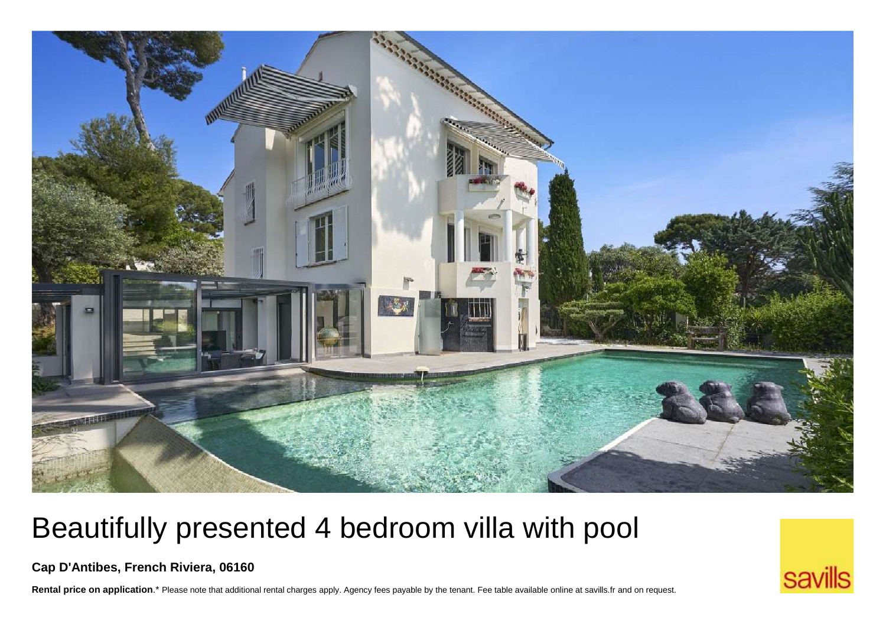# Beautifully presented 4 bedroom villa with pool

**Cap D'Antibes, French Riviera, 06160**

**Rental price on application**.* Please note that additional rental charges apply. Agency fees payable by the tenant. Fee table available online at savills.fr and on request.

savills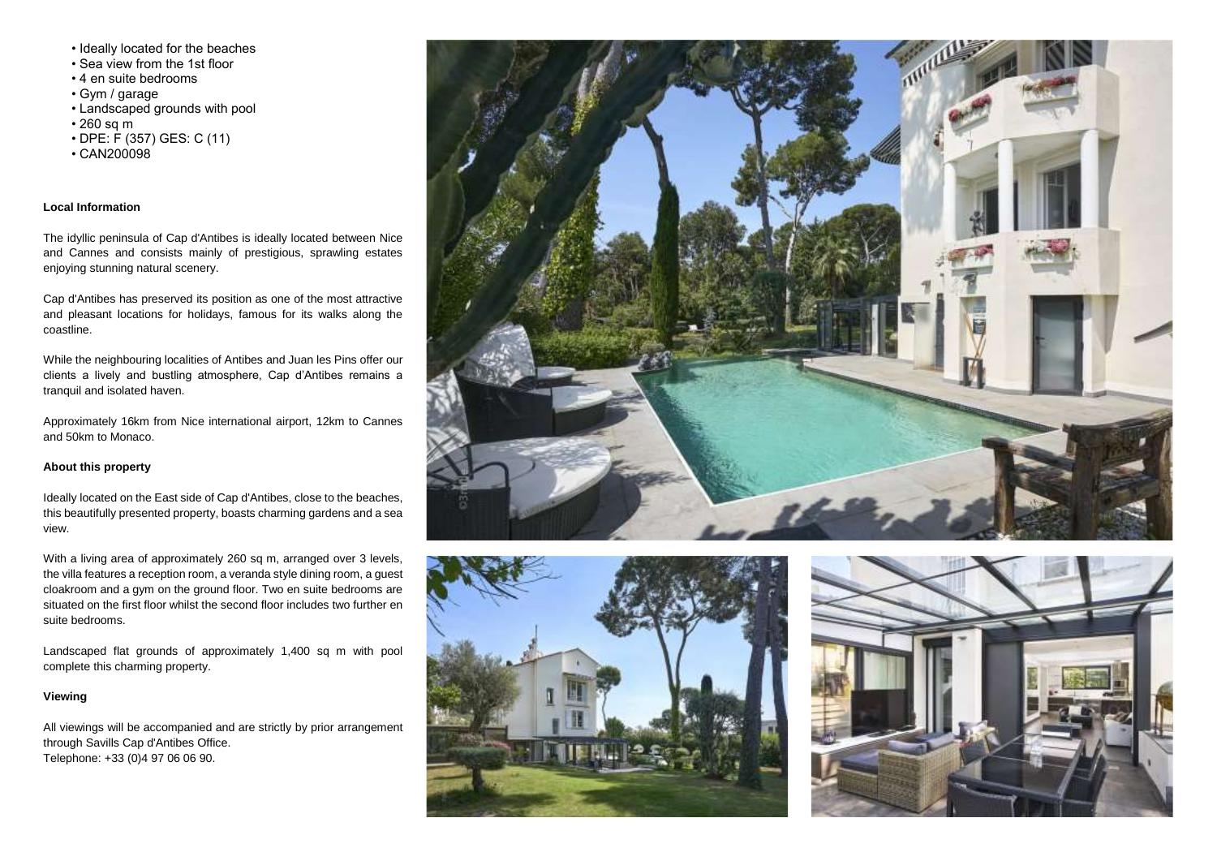- Ideally located for the beaches
- Sea view from the 1st floor
- 4 en suite bedrooms
- Gym / garage
- Landscaped grounds with pool
- 260 sq m
- DPE: F (357) GES: C (11)
- CAN200098

#### Local Information

The idyllic peninsula of Cap d'Antibes is ideally located between Nice and Cannes and consists mainly of prestigious, sprawling estates enjoying stunning natural scenery.

Cap d'Antibes has preserved its position as one of the most attractive and pleasant locations for holidays, famous for its walks along the coastline.

While the neighbouring localities of Antibes and Juan les Pins offer our clients a lively and bustling atmosphere, Cap d'Antibes remains a tranquil and isolated haven.

Approximately 16km from Nice international airport, 12km to Cannes and 50km to Monaco.

#### About this property

Ideally located on the East side of Cap d'Antibes, close to the beaches, this beautifully presented property, boasts charming gardens and a sea view.

With a living area of approximately 260 sq m, arranged over 3 levels, the villa features a reception room, a veranda style dining room, a guest cloakroom and a gym on the ground floor. Two en suite bedrooms are situated on the first floor whilst the second floor includes two further en suite bedrooms.

Landscaped flat grounds of approximately 1,400 sq m with pool complete this charming property.

#### Viewing

All viewings will be accompanied and are strictly by prior arrangement through Savills Cap d'Antibes Office.
Telephone: +33 (0)4 97 06 06 90.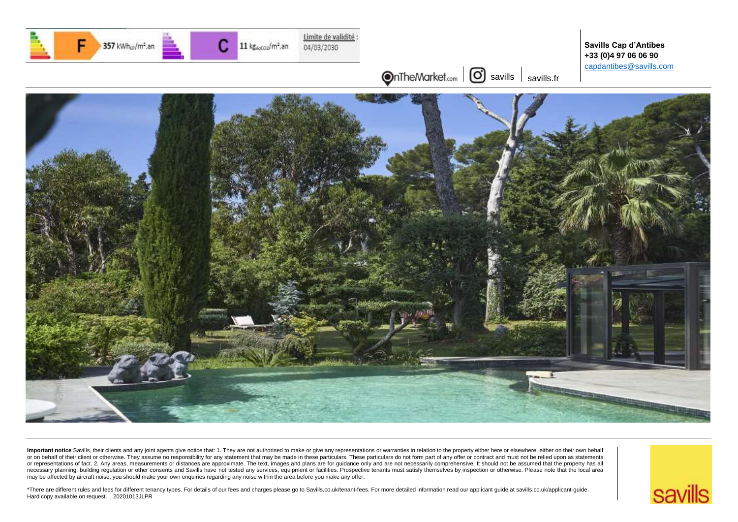F 357 kWhEP/m².an

C 11 kgéqCO2/m².an

Limite de validité : 04/03/2030

OnTheMarket.com | savills | savills.fr

**Savills Cap d'Antibes**
**+33 (0)4 97 06 06 90**
capdantibes@savills.com

**Important notice** Savills, their clients and any joint agents give notice that: 1. They are not authorised to make or give any representations or warranties in relation to the property either here or elsewhere, either on their own behalf or on behalf of their client or otherwise. They assume no responsibility for any statement that may be made in these particulars. These particulars do not form part of any offer or contract and must not be relied upon as statements or representations of fact. 2. Any areas, measurements or distances are approximate. The text, images and plans are for guidance only and are not necessarily comprehensive. It should not be assumed that the property has all necessary planning, building regulation or other consents and Savills have not tested any services, equipment or facilities. Prospective tenants must satisfy themselves by inspection or otherwise. Please note that the local area may be affected by aircraft noise, you should make your own enquiries regarding any noise within the area before you make any offer.

*There are different rules and fees for different tenancy types. For details of our fees and charges please go to Savills.co.uk/tenant-fees. For more detailed information read our applicant guide at savills.co.uk/applicant-guide. Hard copy available on request. . 20201013JLPR

savills